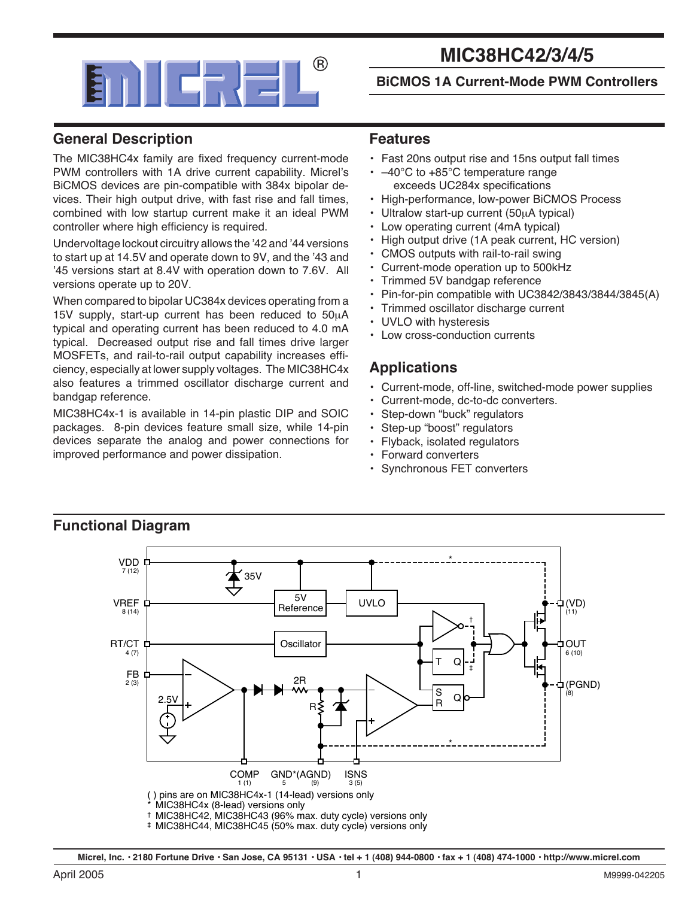# MIC38HC42/3/4/5

## BiCMOS 1A Current-Mode PWM Controllers

## General Description

The MIC38HC4x family are fixed frequency current-mode PWM controllers with 1A drive current capability. Micrel's BiCMOS devices are pin-compatible with 384x bipolar devices. Their high output drive, with fast rise and fall times, combined with low startup current make it an ideal PWM controller where high efficiency is required.

Undervoltage lockout circuitry allows the '42 and '44 versions to start up at 14.5V and operate down to 9V, and the '43 and '45 versions start at 8.4V with operation down to 7.6V. All versions operate up to 20V.

When compared to bipolar UC384x devices operating from a 15V supply, start-up current has been reduced to 50µA typical and operating current has been reduced to 4.0 mA typical. Decreased output rise and fall times drive larger MOSFETs, and rail-to-rail output capability increases efficiency, especially at lower supply voltages. The MIC38HC4x also features a trimmed oscillator discharge current and bandgap reference.

MIC38HC4x-1 is available in 14-pin plastic DIP and SOIC packages. 8-pin devices feature small size, while 14-pin devices separate the analog and power connections for improved performance and power dissipation.

## Features

- Fast 20ns output rise and 15ns output fall times
- –40°C to +85°C temperature range exceeds UC284x specifications
- High-performance, low-power BiCMOS Process
- Ultralow start-up current (50µA typical)
- Low operating current (4mA typical)
- High output drive (1A peak current, HC version)
- CMOS outputs with rail-to-rail swing
- Current-mode operation up to 500kHz
- Trimmed 5V bandgap reference
- Pin-for-pin compatible with UC3842/3843/3844/3845(A)
- Trimmed oscillator discharge current
- UVLO with hysteresis
- Low cross-conduction currents

## Applications

- Current-mode, off-line, switched-mode power supplies
- Current-mode, dc-to-dc converters.
- Step-down "buck" regulators
- Step-up "boost" regulators
- Flyback, isolated regulators
- Forward converters
- Synchronous FET converters

## Functional Diagram

VDD 7 (12) · VREF 8 (14) · RT/CT 4 (7) · FB 2 (3) · 35V · 5V Reference · UVLO · Oscillator · 2.5V · 2R · R · T Q · S R Q · (VD) (11) · OUT 6 (10) · (PGND) (8) · COMP 1 (1) · GND*(AGND) 5 (9) · ISNS 3 (5)

( ) pins are on MIC38HC4x-1 (14-lead) versions only
\* MIC38HC4x (8-lead) versions only
† MIC38HC42, MIC38HC43 (96% max. duty cycle) versions only
‡ MIC38HC44, MIC38HC45 (50% max. duty cycle) versions only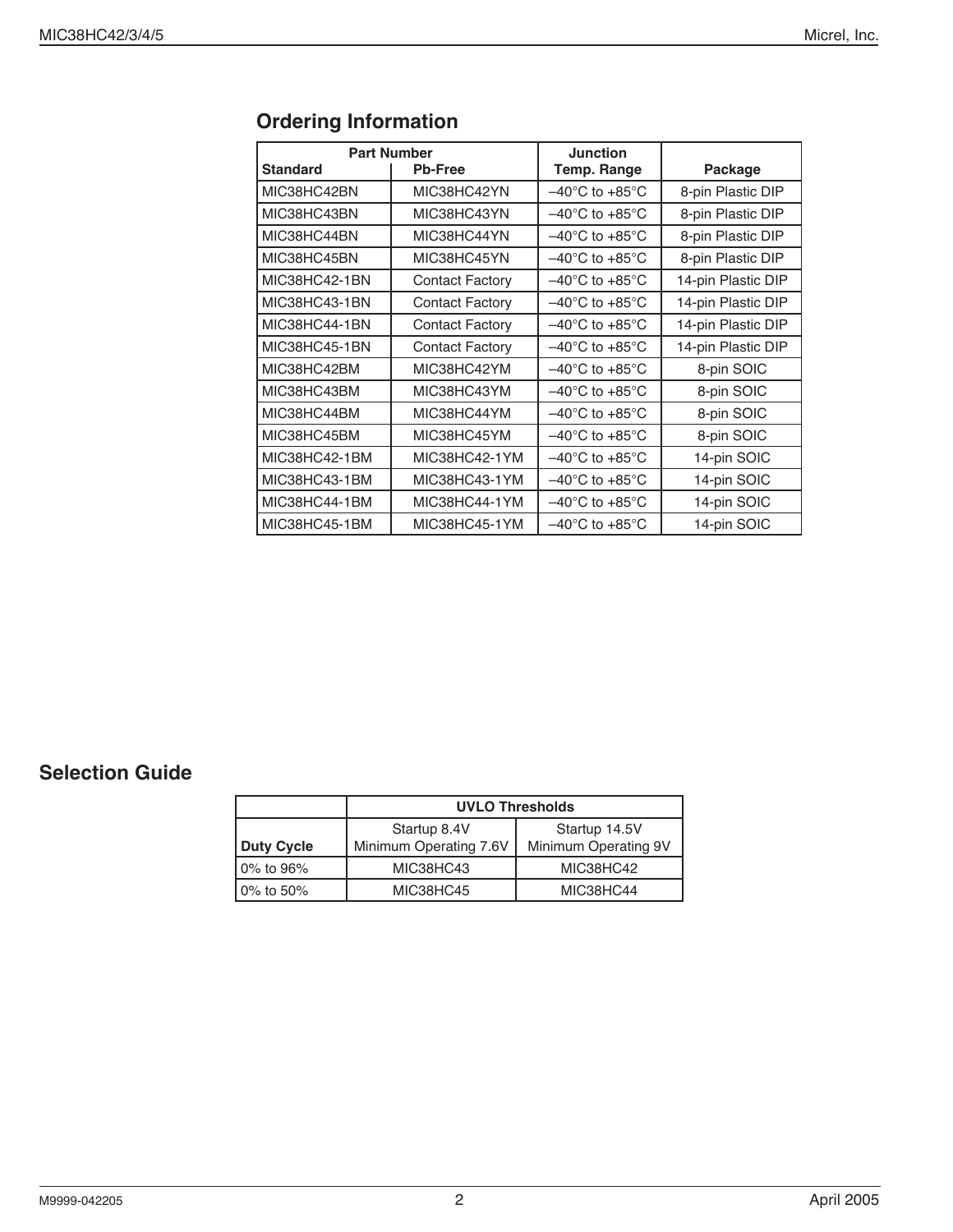## Ordering Information

| Part Number | | Junction | |
|---|---|---|---|
| Standard | Pb-Free | Temp. Range | Package |
| MIC38HC42BN | MIC38HC42YN | –40°C to +85°C | 8-pin Plastic DIP |
| MIC38HC43BN | MIC38HC43YN | –40°C to +85°C | 8-pin Plastic DIP |
| MIC38HC44BN | MIC38HC44YN | –40°C to +85°C | 8-pin Plastic DIP |
| MIC38HC45BN | MIC38HC45YN | –40°C to +85°C | 8-pin Plastic DIP |
| MIC38HC42-1BN | Contact Factory | –40°C to +85°C | 14-pin Plastic DIP |
| MIC38HC43-1BN | Contact Factory | –40°C to +85°C | 14-pin Plastic DIP |
| MIC38HC44-1BN | Contact Factory | –40°C to +85°C | 14-pin Plastic DIP |
| MIC38HC45-1BN | Contact Factory | –40°C to +85°C | 14-pin Plastic DIP |
| MIC38HC42BM | MIC38HC42YM | –40°C to +85°C | 8-pin SOIC |
| MIC38HC43BM | MIC38HC43YM | –40°C to +85°C | 8-pin SOIC |
| MIC38HC44BM | MIC38HC44YM | –40°C to +85°C | 8-pin SOIC |
| MIC38HC45BM | MIC38HC45YM | –40°C to +85°C | 8-pin SOIC |
| MIC38HC42-1BM | MIC38HC42-1YM | –40°C to +85°C | 14-pin SOIC |
| MIC38HC43-1BM | MIC38HC43-1YM | –40°C to +85°C | 14-pin SOIC |
| MIC38HC44-1BM | MIC38HC44-1YM | –40°C to +85°C | 14-pin SOIC |
| MIC38HC45-1BM | MIC38HC45-1YM | –40°C to +85°C | 14-pin SOIC |

## Selection Guide

| | UVLO Thresholds | |
|---|---|---|
| Duty Cycle | Startup 8.4V Minimum Operating 7.6V | Startup 14.5V Minimum Operating 9V |
| 0% to 96% | MIC38HC43 | MIC38HC42 |
| 0% to 50% | MIC38HC45 | MIC38HC44 |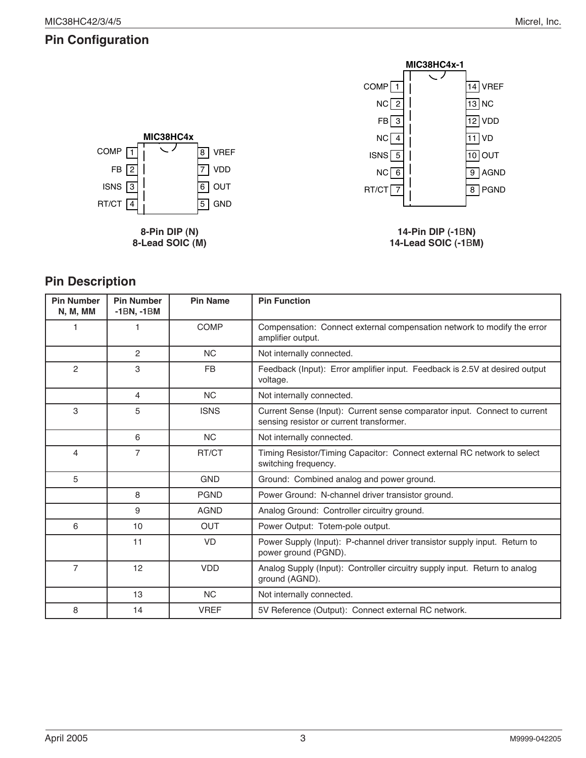## Pin Configuration

**MIC38HC4x**

| Pin | Name | Pin | Name |
|---|---|---|---|
| 1 | COMP | 8 | VREF |
| 2 | FB | 7 | VDD |
| 3 | ISNS | 6 | OUT |
| 4 | RT/CT | 5 | GND |

**8-Pin DIP (N)**
**8-Lead SOIC (M)**

**MIC38HC4x-1**

| Pin | Name | Pin | Name |
|---|---|---|---|
| 1 | COMP | 14 | VREF |
| 2 | NC | 13 | NC |
| 3 | FB | 12 | VDD |
| 4 | NC | 11 | VD |
| 5 | ISNS | 10 | OUT |
| 6 | NC | 9 | AGND |
| 7 | RT/CT | 8 | PGND |

**14-Pin DIP (-1BN)**
**14-Lead SOIC (-1BM)**

## Pin Description

| Pin Number N, M, MM | Pin Number -1BN, -1BM | Pin Name | Pin Function |
|---|---|---|---|
| 1 | 1 | COMP | Compensation: Connect external compensation network to modify the error amplifier output. |
| | 2 | NC | Not internally connected. |
| 2 | 3 | FB | Feedback (Input): Error amplifier input. Feedback is 2.5V at desired output voltage. |
| | 4 | NC | Not internally connected. |
| 3 | 5 | ISNS | Current Sense (Input): Current sense comparator input. Connect to current sensing resistor or current transformer. |
| | 6 | NC | Not internally connected. |
| 4 | 7 | RT/CT | Timing Resistor/Timing Capacitor: Connect external RC network to select switching frequency. |
| 5 | | GND | Ground: Combined analog and power ground. |
| | 8 | PGND | Power Ground: N-channel driver transistor ground. |
| | 9 | AGND | Analog Ground: Controller circuitry ground. |
| 6 | 10 | OUT | Power Output: Totem-pole output. |
| | 11 | VD | Power Supply (Input): P-channel driver transistor supply input. Return to power ground (PGND). |
| 7 | 12 | VDD | Analog Supply (Input): Controller circuitry supply input. Return to analog ground (AGND). |
| | 13 | NC | Not internally connected. |
| 8 | 14 | VREF | 5V Reference (Output): Connect external RC network. |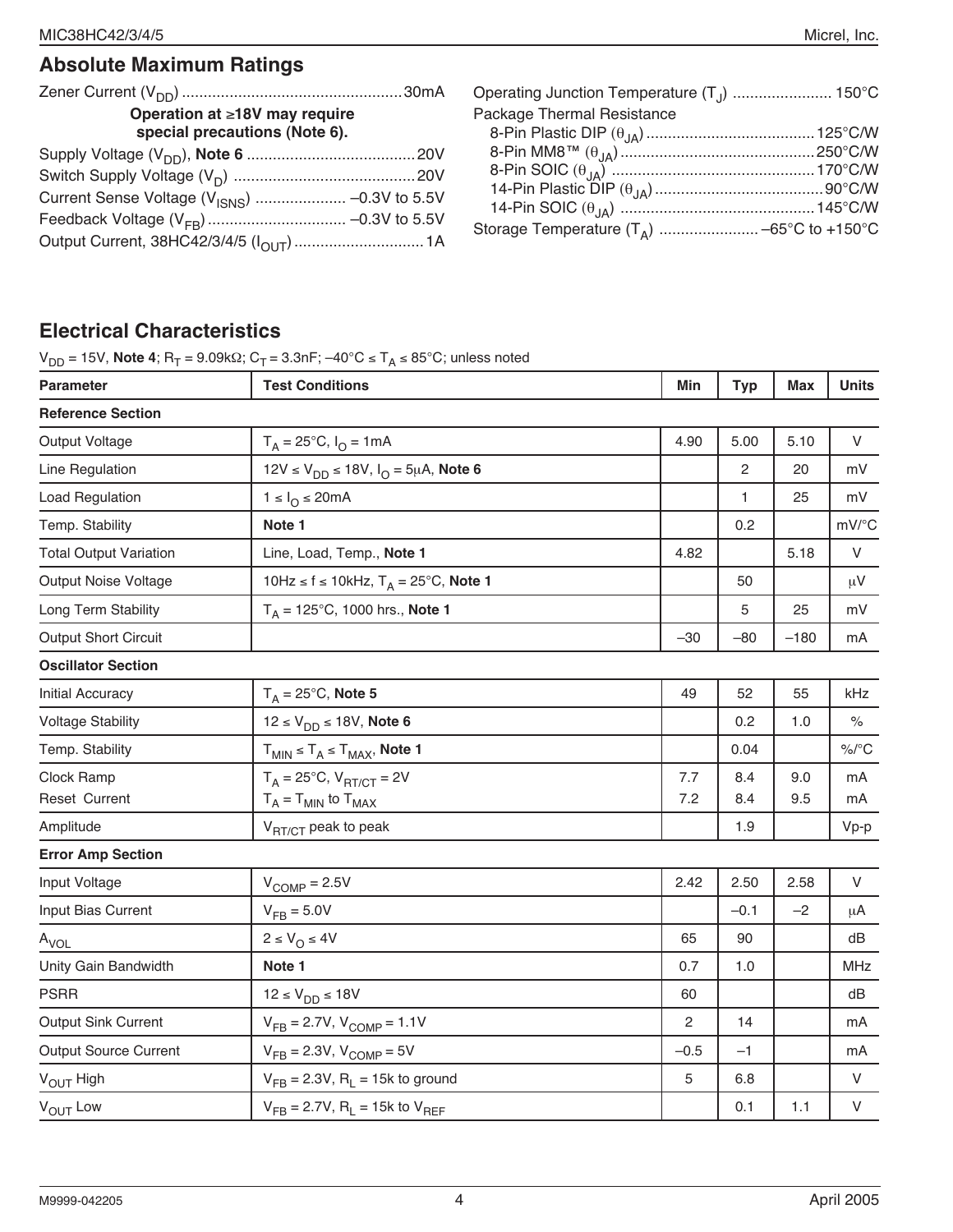## Absolute Maximum Ratings

Zener Current ($V_{DD}$) .................................................. 30mA

**Operation at ≥18V may require special precautions (Note 6).**

Supply Voltage ($V_{DD}$), **Note 6** ...................................... 20V

Switch Supply Voltage ($V_D$) .......................................... 20V

Current Sense Voltage ($V_{ISNS}$) .................... –0.3V to 5.5V

Feedback Voltage ($V_{FB}$) ............................... –0.3V to 5.5V

Output Current, 38HC42/3/4/5 ($I_{OUT}$) ............................. 1A

Operating Junction Temperature ($T_J$) ...................... 150°C

Package Thermal Resistance

- 8-Pin Plastic DIP ($\theta_{JA}$) ...................................... 125°C/W
- 8-Pin MM8™ ($\theta_{JA}$) ............................................ 250°C/W
- 8-Pin SOIC ($\theta_{JA}$) .............................................. 170°C/W
- 14-Pin Plastic DIP ($\theta_{JA}$) ...................................... 90°C/W
- 14-Pin SOIC ($\theta_{JA}$) ............................................ 145°C/W

Storage Temperature ($T_A$) ...................... –65°C to +150°C

## Electrical Characteristics

$V_{DD}$ = 15V, **Note 4**; $R_T$ = 9.09kΩ; $C_T$ = 3.3nF; –40°C ≤ $T_A$ ≤ 85°C; unless noted

| Parameter | Test Conditions | Min | Typ | Max | Units |
|---|---|---|---|---|---|
| **Reference Section** | | | | | |
| Output Voltage | $T_A$ = 25°C, $I_O$ = 1mA | 4.90 | 5.00 | 5.10 | V |
| Line Regulation | 12V ≤ $V_{DD}$ ≤ 18V, $I_O$ = 5μA, **Note 6** | | 2 | 20 | mV |
| Load Regulation | 1 ≤ $I_O$ ≤ 20mA | | 1 | 25 | mV |
| Temp. Stability | **Note 1** | | 0.2 | | mV/°C |
| Total Output Variation | Line, Load, Temp., **Note 1** | 4.82 | | 5.18 | V |
| Output Noise Voltage | 10Hz ≤ f ≤ 10kHz, $T_A$ = 25°C, **Note 1** | | 50 | | μV |
| Long Term Stability | $T_A$ = 125°C, 1000 hrs., **Note 1** | | 5 | 25 | mV |
| Output Short Circuit | | –30 | –80 | –180 | mA |
| **Oscillator Section** | | | | | |
| Initial Accuracy | $T_A$ = 25°C, **Note 5** | 49 | 52 | 55 | kHz |
| Voltage Stability | 12 ≤ $V_{DD}$ ≤ 18V, **Note 6** | | 0.2 | 1.0 | % |
| Temp. Stability | $T_{MIN}$ ≤ $T_A$ ≤ $T_{MAX}$, **Note 1** | | 0.04 | | %/°C |
| Clock Ramp<br>Reset Current | $T_A$ = 25°C, $V_{RT/CT}$ = 2V<br>$T_A$ = $T_{MIN}$ to $T_{MAX}$ | 7.7<br>7.2 | 8.4<br>8.4 | 9.0<br>9.5 | mA<br>mA |
| Amplitude | $V_{RT/CT}$ peak to peak | | 1.9 | | Vp-p |
| **Error Amp Section** | | | | | |
| Input Voltage | $V_{COMP}$ = 2.5V | 2.42 | 2.50 | 2.58 | V |
| Input Bias Current | $V_{FB}$ = 5.0V | | –0.1 | –2 | μA |
| $A_{VOL}$ | 2 ≤ $V_O$ ≤ 4V | 65 | 90 | | dB |
| Unity Gain Bandwidth | **Note 1** | 0.7 | 1.0 | | MHz |
| PSRR | 12 ≤ $V_{DD}$ ≤ 18V | 60 | | | dB |
| Output Sink Current | $V_{FB}$ = 2.7V, $V_{COMP}$ = 1.1V | 2 | 14 | | mA |
| Output Source Current | $V_{FB}$ = 2.3V, $V_{COMP}$ = 5V | –0.5 | –1 | | mA |
| $V_{OUT}$ High | $V_{FB}$ = 2.3V, $R_L$ = 15k to ground | 5 | 6.8 | | V |
| $V_{OUT}$ Low | $V_{FB}$ = 2.7V, $R_L$ = 15k to $V_{REF}$ | | 0.1 | 1.1 | V |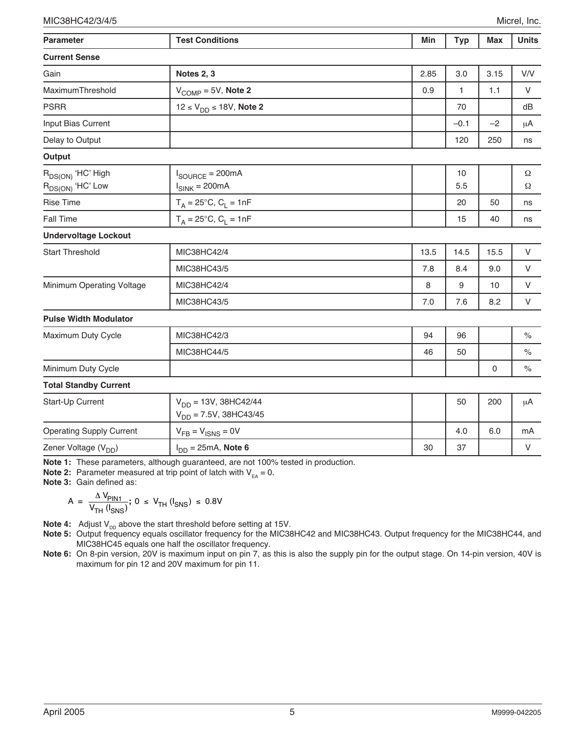| Parameter | Test Conditions | Min | Typ | Max | Units |
|---|---|---|---|---|---|
| **Current Sense** | | | | | |
| Gain | **Notes 2, 3** | 2.85 | 3.0 | 3.15 | V/V |
| MaximumThreshold | $V_{COMP}$ = 5V, **Note 2** | 0.9 | 1 | 1.1 | V |
| PSRR | 12 ≤ $V_{DD}$ ≤ 18V, **Note 2** | | 70 | | dB |
| Input Bias Current | | | –0.1 | –2 | μA |
| Delay to Output | | | 120 | 250 | ns |
| **Output** | | | | | |
| $R_{DS(ON)}$ 'HC' High<br>$R_{DS(ON)}$ 'HC' Low | $I_{SOURCE}$ = 200mA<br>$I_{SINK}$ = 200mA | | 10<br>5.5 | | Ω<br>Ω |
| Rise Time | $T_A$ = 25°C, $C_L$ = 1nF | | 20 | 50 | ns |
| Fall Time | $T_A$ = 25°C, $C_L$ = 1nF | | 15 | 40 | ns |
| **Undervoltage Lockout** | | | | | |
| Start Threshold | MIC38HC42/4 | 13.5 | 14.5 | 15.5 | V |
| | MIC38HC43/5 | 7.8 | 8.4 | 9.0 | V |
| Minimum Operating Voltage | MIC38HC42/4 | 8 | 9 | 10 | V |
| | MIC38HC43/5 | 7.0 | 7.6 | 8.2 | V |
| **Pulse Width Modulator** | | | | | |
| Maximum Duty Cycle | MIC38HC42/3 | 94 | 96 | | % |
| | MIC38HC44/5 | 46 | 50 | | % |
| Minimum Duty Cycle | | | | 0 | % |
| **Total Standby Current** | | | | | |
| Start-Up Current | $V_{DD}$ = 13V, 38HC42/44<br>$V_{DD}$ = 7.5V, 38HC43/45 | | 50 | 200 | μA |
| Operating Supply Current | $V_{FB}$ = $V_{ISNS}$ = 0V | | 4.0 | 6.0 | mA |
| Zener Voltage ($V_{DD}$) | $I_{DD}$ = 25mA, **Note 6** | 30 | 37 | | V |

**Note 1:** These parameters, although guaranteed, are not 100% tested in production.

**Note 2:** Parameter measured at trip point of latch with $V_{EA}$ = 0.

**Note 3:** Gain defined as:

$$A = \frac{\Delta V_{PIN1}}{V_{TH}\,(I_{SNS})};\; 0 \le V_{TH}\,(I_{SNS}) \le 0.8V$$

**Note 4:** Adjust $V_{DD}$ above the start threshold before setting at 15V.

**Note 5:** Output frequency equals oscillator frequency for the MIC38HC42 and MIC38HC43. Output frequency for the MIC38HC44, and MIC38HC45 equals one half the oscillator frequency.

**Note 6:** On 8-pin version, 20V is maximum input on pin 7, as this is also the supply pin for the output stage. On 14-pin version, 40V is maximum for pin 12 and 20V maximum for pin 11.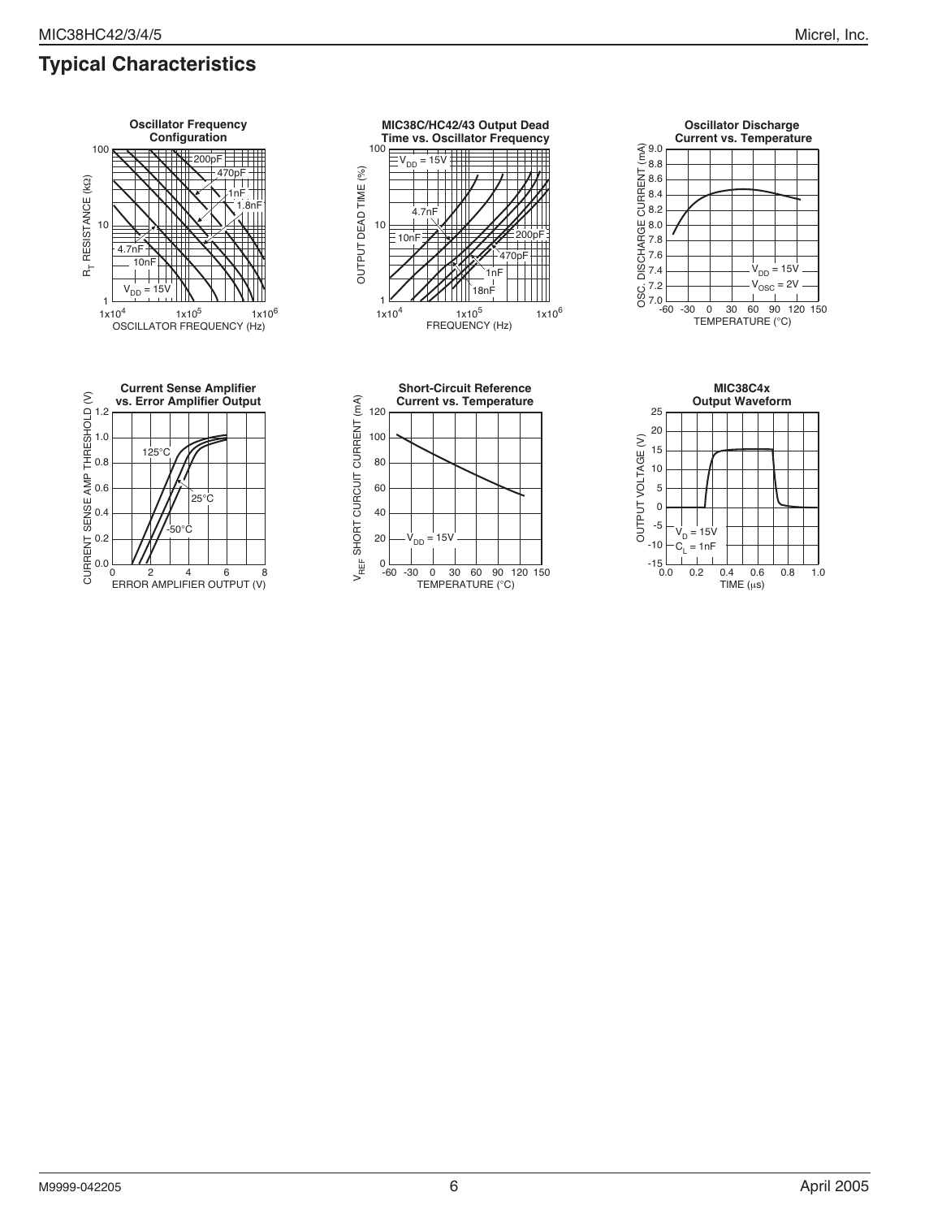## Typical Characteristics

**Oscillator Frequency Configuration**

**MIC38C/HC42/43 Output Dead Time vs. Oscillator Frequency**

**Oscillator Discharge Current vs. Temperature**

**Current Sense Amplifier vs. Error Amplifier Output**

**Short-Circuit Reference Current vs. Temperature**

**MIC38C4x Output Waveform**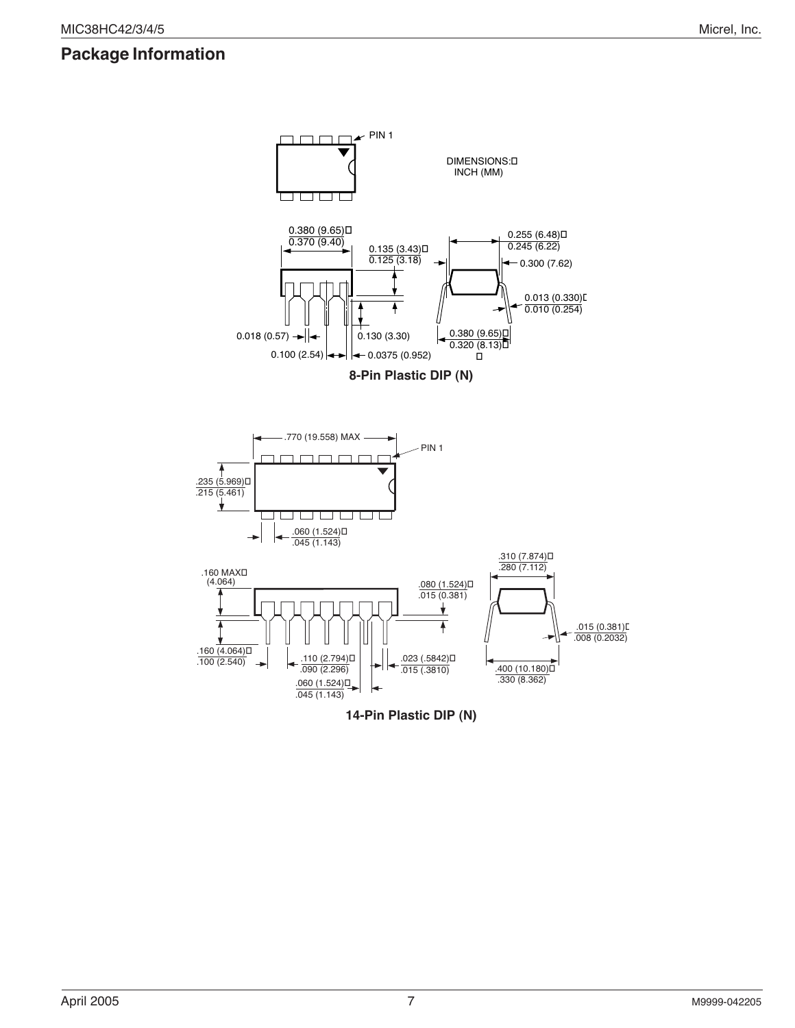## Package Information

DIMENSIONS:
INCH (MM)

0.380 (9.65)
0.370 (9.40)

0.135 (3.43)
0.125 (3.18)

0.255 (6.48)
0.245 (6.22)

0.300 (7.62)

0.013 (0.330)
0.010 (0.254)

0.018 (0.57)

0.130 (3.30)

0.380 (9.65)
0.320 (8.13)

0.100 (2.54)

0.0375 (0.952)

**8-Pin Plastic DIP (N)**

.770 (19.558) MAX

PIN 1

.235 (5.969)
.215 (5.461)

.060 (1.524)
.045 (1.143)

.310 (7.874)
.280 (7.112)

.160 MAX
(4.064)

.080 (1.524)
.015 (0.381)

.015 (0.381)
.008 (0.2032)

.160 (4.064)
.100 (2.540)

.110 (2.794)
.090 (2.296)

.023 (.5842)
.015 (.3810)

.400 (10.180)
.330 (8.362)

.060 (1.524)
.045 (1.143)

**14-Pin Plastic DIP (N)**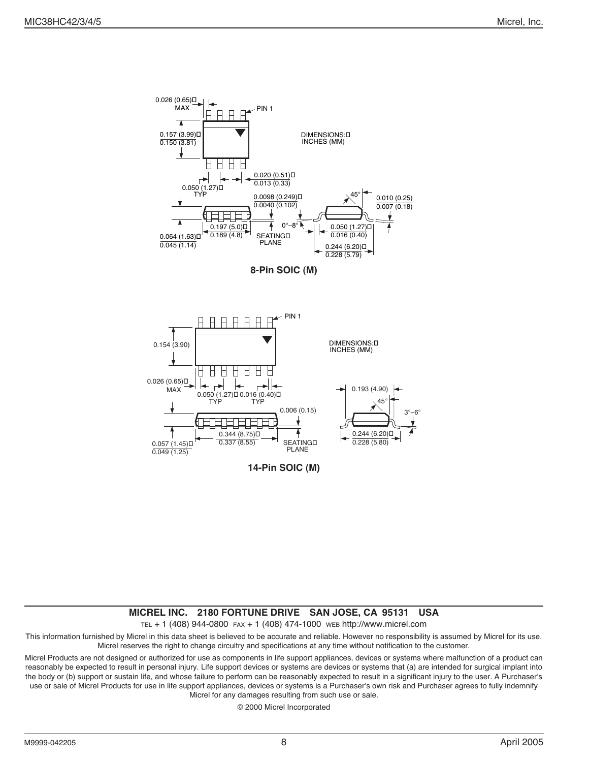0.026 (0.65)
MAX

PIN 1

0.157 (3.99)
0.150 (3.81)

DIMENSIONS:
INCHES (MM)

0.020 (0.51)
0.013 (0.33)

0.050 (1.27)
TYP

0.0098 (0.249)
0.0040 (0.102)

45°

0.010 (0.25)
0.007 (0.18)

0°–8°

0.197 (5.0)
0.189 (4.8)

0.064 (1.63)
0.045 (1.14)

SEATING
PLANE

0.050 (1.27)
0.016 (0.40)

0.244 (6.20)
0.228 (5.79)

**8-Pin SOIC (M)**

PIN 1

0.154 (3.90)

DIMENSIONS:
INCHES (MM)

0.026 (0.65)
MAX

0.050 (1.27)
TYP

0.016 (0.40)
TYP

0.193 (4.90)

45°

3°–6°

0.006 (0.15)

0.344 (8.75)
0.337 (8.55)

0.057 (1.45)
0.049 (1.25)

SEATING
PLANE

0.244 (6.20)
0.228 (5.80)

**14-Pin SOIC (M)**

**MICREL INC. 2180 FORTUNE DRIVE SAN JOSE, CA 95131 USA**

TEL + 1 (408) 944-0800 FAX + 1 (408) 474-1000 WEB http://www.micrel.com

This information furnished by Micrel in this data sheet is believed to be accurate and reliable. However no responsibility is assumed by Micrel for its use. Micrel reserves the right to change circuitry and specifications at any time without notification to the customer.

Micrel Products are not designed or authorized for use as components in life support appliances, devices or systems where malfunction of a product can reasonably be expected to result in personal injury. Life support devices or systems are devices or systems that (a) are intended for surgical implant into the body or (b) support or sustain life, and whose failure to perform can be reasonably expected to result in a significant injury to the user. A Purchaser's use or sale of Micrel Products for use in life support appliances, devices or systems is a Purchaser's own risk and Purchaser agrees to fully indemnify Micrel for any damages resulting from such use or sale.

© 2000 Micrel Incorporated